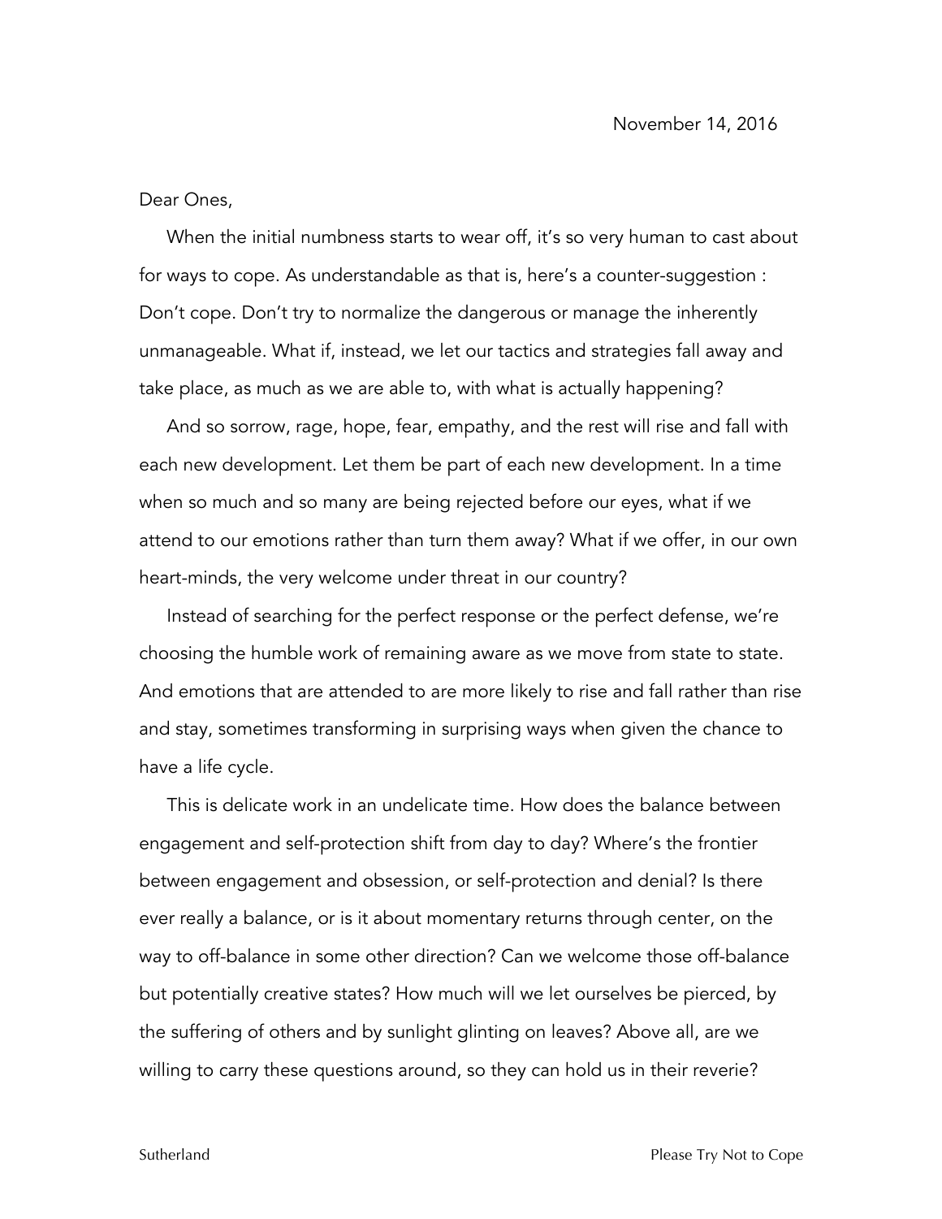November 14, 2016

Dear Ones,

When the initial numbness starts to wear off, it's so very human to cast about for ways to cope. As understandable as that is, here's a counter-suggestion : Don't cope. Don't try to normalize the dangerous or manage the inherently unmanageable. What if, instead, we let our tactics and strategies fall away and take place, as much as we are able to, with what is actually happening?

And so sorrow, rage, hope, fear, empathy, and the rest will rise and fall with each new development. Let them be part of each new development. In a time when so much and so many are being rejected before our eyes, what if we attend to our emotions rather than turn them away? What if we offer, in our own heart-minds, the very welcome under threat in our country?

Instead of searching for the perfect response or the perfect defense, we're choosing the humble work of remaining aware as we move from state to state. And emotions that are attended to are more likely to rise and fall rather than rise and stay, sometimes transforming in surprising ways when given the chance to have a life cycle.

This is delicate work in an undelicate time. How does the balance between engagement and self-protection shift from day to day? Where's the frontier between engagement and obsession, or self-protection and denial? Is there ever really a balance, or is it about momentary returns through center, on the way to off-balance in some other direction? Can we welcome those off-balance but potentially creative states? How much will we let ourselves be pierced, by the suffering of others and by sunlight glinting on leaves? Above all, are we willing to carry these questions around, so they can hold us in their reverie?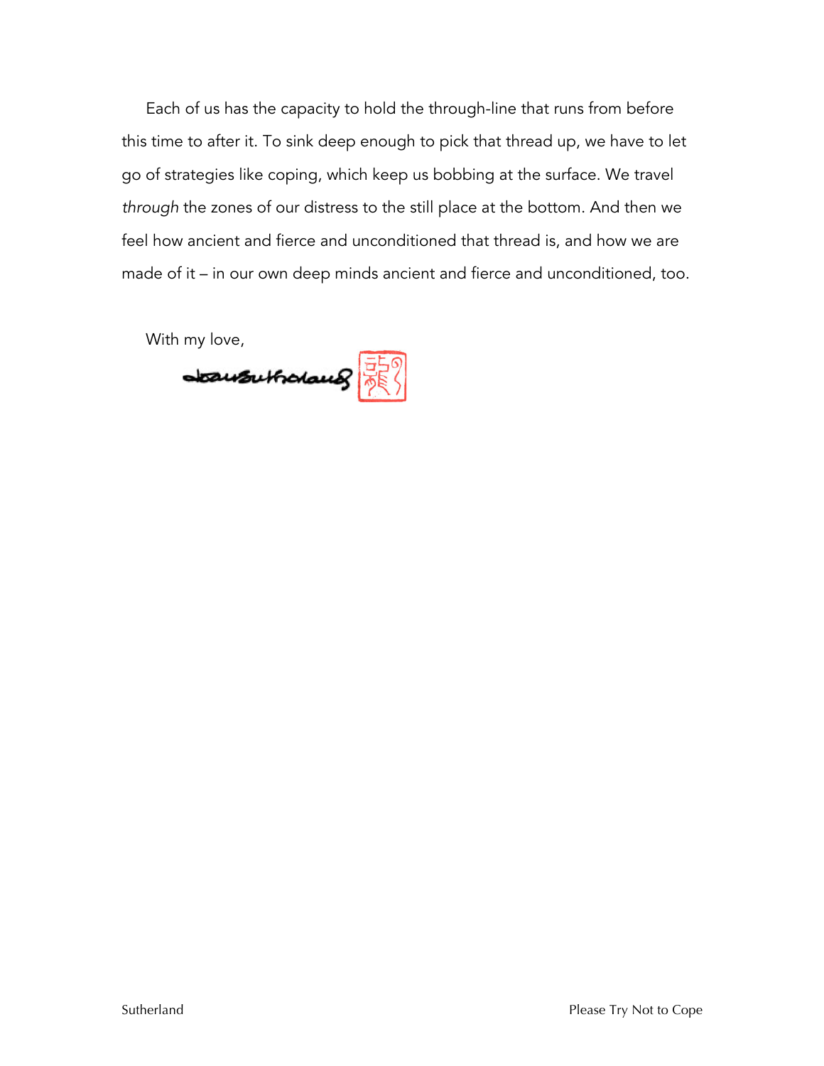Each of us has the capacity to hold the through-line that runs from before this time to after it. To sink deep enough to pick that thread up, we have to let go of strategies like coping, which keep us bobbing at the surface. We travel *through* the zones of our distress to the still place at the bottom. And then we feel how ancient and fierce and unconditioned that thread is, and how we are made of it – in our own deep minds ancient and fierce and unconditioned, too.

With my love,